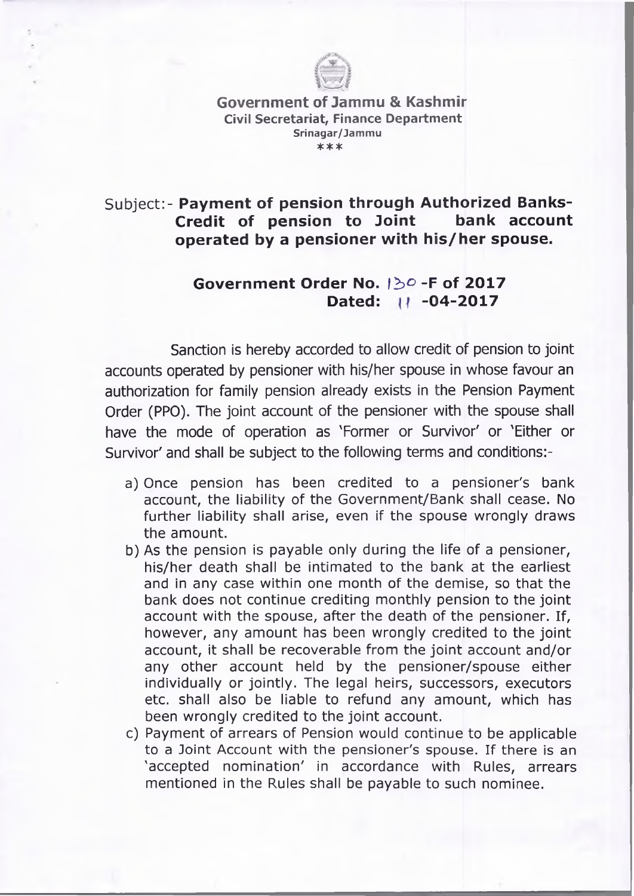**Government of Jammu & Kashmir**
**Civil Secretariat, Finance Department**
**Srinagar/Jammu**
\*\*\*

Subject:- **Payment of pension through Authorized Banks- Credit of pension to Joint bank account operated by a pensioner with his/her spouse.**

**Government Order No. 130 -F of 2017**
**Dated: 11 -04-2017**

Sanction is hereby accorded to allow credit of pension to joint accounts operated by pensioner with his/her spouse in whose favour an authorization for family pension already exists in the Pension Payment Order (PPO). The joint account of the pensioner with the spouse shall have the mode of operation as 'Former or Survivor' or 'Either or Survivor' and shall be subject to the following terms and conditions:-

a) Once pension has been credited to a pensioner's bank account, the liability of the Government/Bank shall cease. No further liability shall arise, even if the spouse wrongly draws the amount.

b) As the pension is payable only during the life of a pensioner, his/her death shall be intimated to the bank at the earliest and in any case within one month of the demise, so that the bank does not continue crediting monthly pension to the joint account with the spouse, after the death of the pensioner. If, however, any amount has been wrongly credited to the joint account, it shall be recoverable from the joint account and/or any other account held by the pensioner/spouse either individually or jointly. The legal heirs, successors, executors etc. shall also be liable to refund any amount, which has been wrongly credited to the joint account.

c) Payment of arrears of Pension would continue to be applicable to a Joint Account with the pensioner's spouse. If there is an 'accepted nomination' in accordance with Rules, arrears mentioned in the Rules shall be payable to such nominee.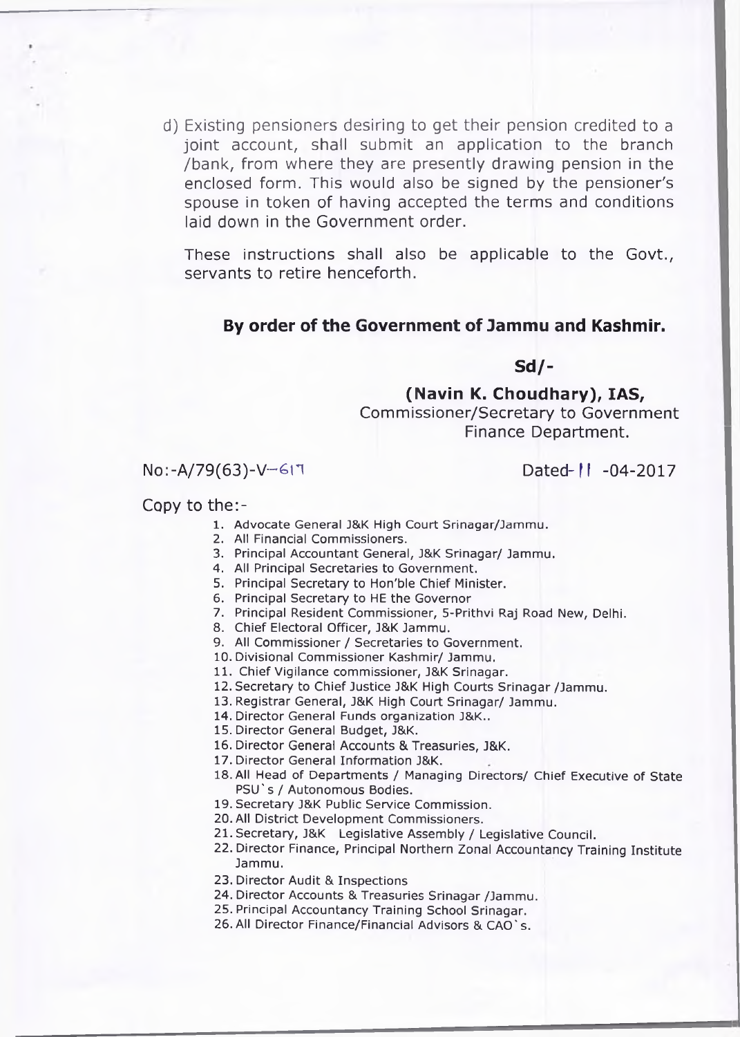d) Existing pensioners desiring to get their pension credited to a joint account, shall submit an application to the branch /bank, from where they are presently drawing pension in the enclosed form. This would also be signed by the pensioner's spouse in token of having accepted the terms and conditions laid down in the Government order.

These instructions shall also be applicable to the Govt., servants to retire henceforth.

**By order of the Government of Jammu and Kashmir.**

**Sd/-**

**(Navin K. Choudhary), IAS,**
Commissioner/Secretary to Government
Finance Department.

No:-A/79(63)-V-617 Dated- 11 -04-2017

Copy to the:-

1. Advocate General J&K High Court Srinagar/Jammu.
2. All Financial Commissioners.
3. Principal Accountant General, J&K Srinagar/ Jammu.
4. All Principal Secretaries to Government.
5. Principal Secretary to Hon'ble Chief Minister.
6. Principal Secretary to HE the Governor
7. Principal Resident Commissioner, 5-Prithvi Raj Road New, Delhi.
8. Chief Electoral Officer, J&K Jammu.
9. All Commissioner / Secretaries to Government.
10. Divisional Commissioner Kashmir/ Jammu.
11. Chief Vigilance commissioner, J&K Srinagar.
12. Secretary to Chief Justice J&K High Courts Srinagar /Jammu.
13. Registrar General, J&K High Court Srinagar/ Jammu.
14. Director General Funds organization J&K..
15. Director General Budget, J&K.
16. Director General Accounts & Treasuries, J&K.
17. Director General Information J&K.
18. All Head of Departments / Managing Directors/ Chief Executive of State PSU`s / Autonomous Bodies.
19. Secretary J&K Public Service Commission.
20. All District Development Commissioners.
21. Secretary, J&K Legislative Assembly / Legislative Council.
22. Director Finance, Principal Northern Zonal Accountancy Training Institute Jammu.
23. Director Audit & Inspections
24. Director Accounts & Treasuries Srinagar /Jammu.
25. Principal Accountancy Training School Srinagar.
26. All Director Finance/Financial Advisors & CAO`s.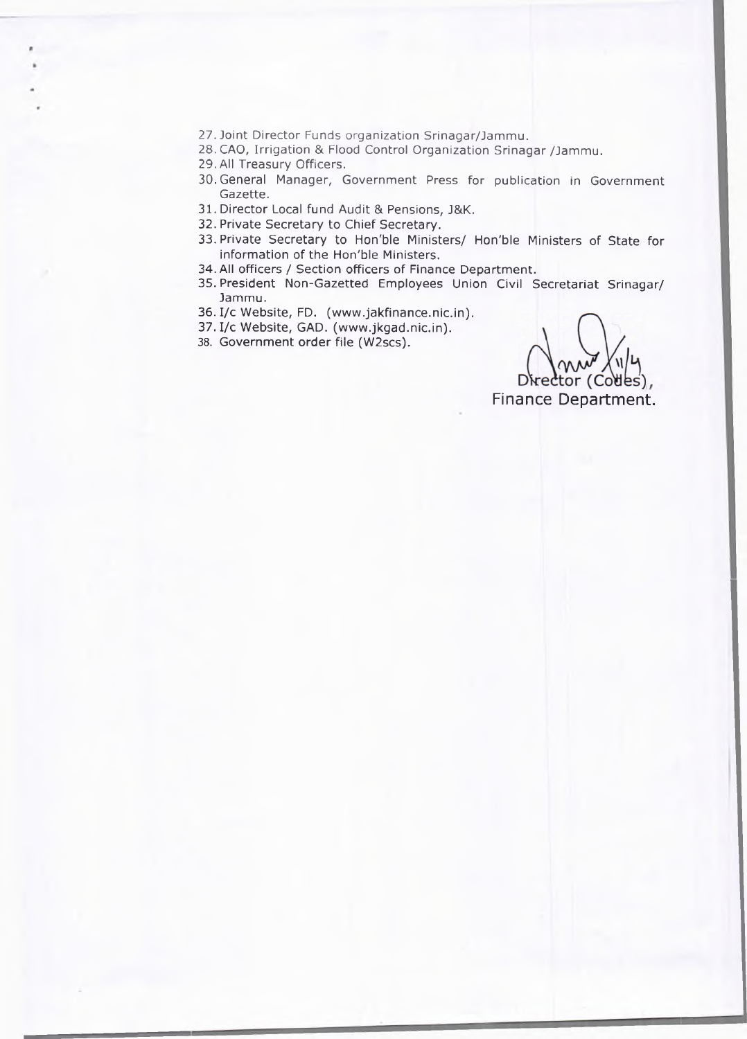27. Joint Director Funds organization Srinagar/Jammu.
28. CAO, Irrigation & Flood Control Organization Srinagar /Jammu.
29. All Treasury Officers.
30. General Manager, Government Press for publication in Government Gazette.
31. Director Local fund Audit & Pensions, J&K.
32. Private Secretary to Chief Secretary.
33. Private Secretary to Hon'ble Ministers/ Hon'ble Ministers of State for information of the Hon'ble Ministers.
34. All officers / Section officers of Finance Department.
35. President Non-Gazetted Employees Union Civil Secretariat Srinagar/ Jammu.
36. I/c Website, FD. (www.jakfinance.nic.in).
37. I/c Website, GAD. (www.jkgad.nic.in).
38. Government order file (W2scs).

Director (Codes),
Finance Department.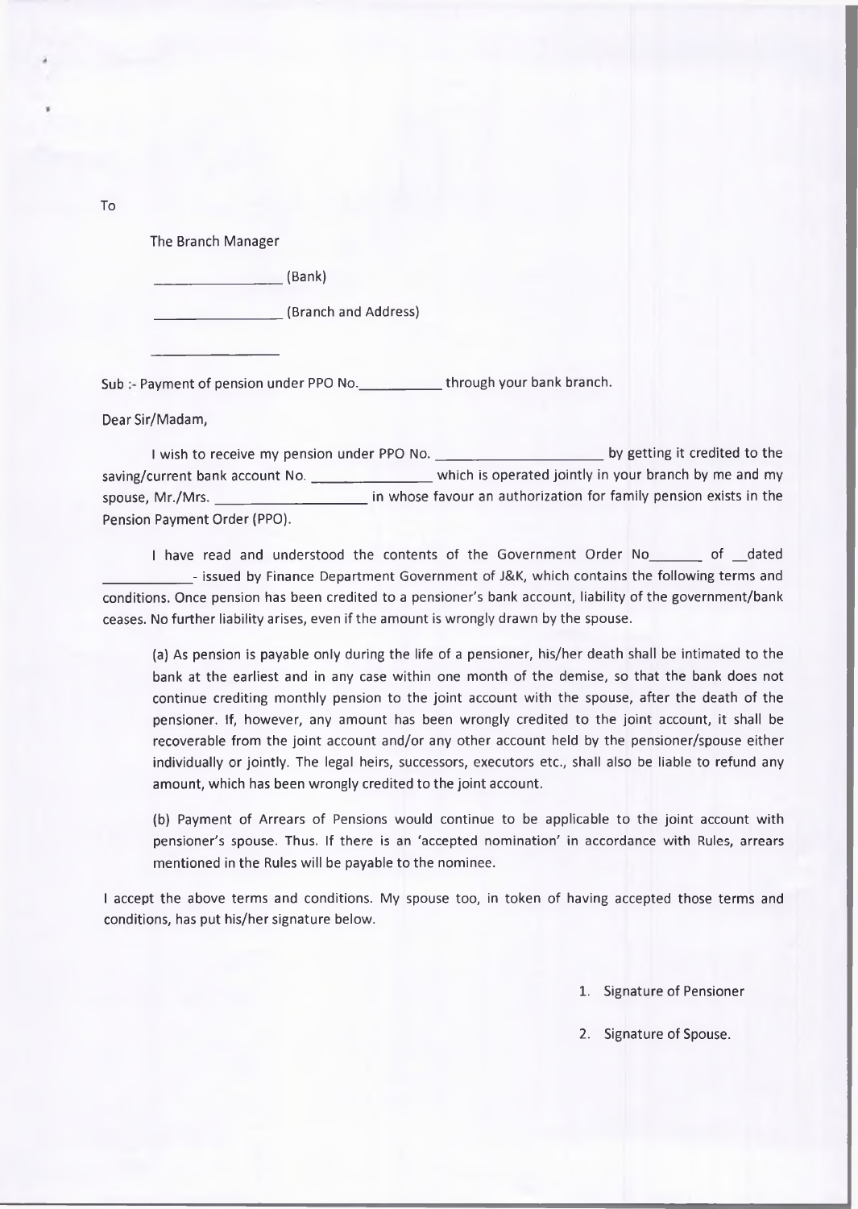To

The Branch Manager

________________ (Bank)

________________ (Branch and Address)

________________

Sub :- Payment of pension under PPO No.__________ through your bank branch.

Dear Sir/Madam,

I wish to receive my pension under PPO No. ____________________ by getting it credited to the saving/current bank account No. _______________ which is operated jointly in your branch by me and my spouse, Mr./Mrs. __________________ in whose favour an authorization for family pension exists in the Pension Payment Order (PPO).

I have read and understood the contents of the Government Order No______ of __dated __________- issued by Finance Department Government of J&K, which contains the following terms and conditions. Once pension has been credited to a pensioner's bank account, liability of the government/bank ceases. No further liability arises, even if the amount is wrongly drawn by the spouse.

> (a) As pension is payable only during the life of a pensioner, his/her death shall be intimated to the bank at the earliest and in any case within one month of the demise, so that the bank does not continue crediting monthly pension to the joint account with the spouse, after the death of the pensioner. If, however, any amount has been wrongly credited to the joint account, it shall be recoverable from the joint account and/or any other account held by the pensioner/spouse either individually or jointly. The legal heirs, successors, executors etc., shall also be liable to refund any amount, which has been wrongly credited to the joint account.
>
> (b) Payment of Arrears of Pensions would continue to be applicable to the joint account with pensioner's spouse. Thus. If there is an 'accepted nomination' in accordance with Rules, arrears mentioned in the Rules will be payable to the nominee.

I accept the above terms and conditions. My spouse too, in token of having accepted those terms and conditions, has put his/her signature below.

1. Signature of Pensioner
2. Signature of Spouse.